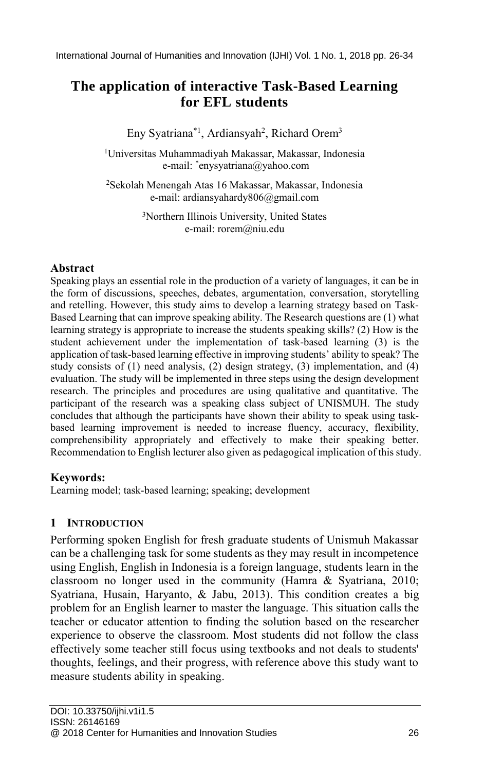# The application of interactive Task-Based Learning for EFL students

Eny Syatriana*[1], Ardiansyah[2], Richard Orem[3]

[1]Universitas Muhammadiyah Makassar, Makassar, Indonesia
e-mail: *enysyatriana@yahoo.com

[2]Sekolah Menengah Atas 16 Makassar, Makassar, Indonesia
e-mail: ardiansyahardy806@gmail.com

[3]Northern Illinois University, United States
e-mail: rorem@niu.edu

## Abstract

Speaking plays an essential role in the production of a variety of languages, it can be in the form of discussions, speeches, debates, argumentation, conversation, storytelling and retelling. However, this study aims to develop a learning strategy based on Task-Based Learning that can improve speaking ability. The Research questions are (1) what learning strategy is appropriate to increase the students speaking skills? (2) How is the student achievement under the implementation of task-based learning (3) is the application of task-based learning effective in improving students' ability to speak? The study consists of (1) need analysis, (2) design strategy, (3) implementation, and (4) evaluation. The study will be implemented in three steps using the design development research. The principles and procedures are using qualitative and quantitative. The participant of the research was a speaking class subject of UNISMUH. The study concludes that although the participants have shown their ability to speak using task-based learning improvement is needed to increase fluency, accuracy, flexibility, comprehensibility appropriately and effectively to make their speaking better. Recommendation to English lecturer also given as pedagogical implication of this study.

## Keywords:

Learning model; task-based learning; speaking; development

## 1 Introduction

Performing spoken English for fresh graduate students of Unismuh Makassar can be a challenging task for some students as they may result in incompetence using English, English in Indonesia is a foreign language, students learn in the classroom no longer used in the community (Hamra & Syatriana, 2010; Syatriana, Husain, Haryanto, & Jabu, 2013). This condition creates a big problem for an English learner to master the language. This situation calls the teacher or educator attention to finding the solution based on the researcher experience to observe the classroom. Most students did not follow the class effectively some teacher still focus using textbooks and not deals to students' thoughts, feelings, and their progress, with reference above this study want to measure students ability in speaking.

DOI: 10.33750/ijhi.v1i1.5
ISSN: 26146169
@ 2018 Center for Humanities and Innovation Studies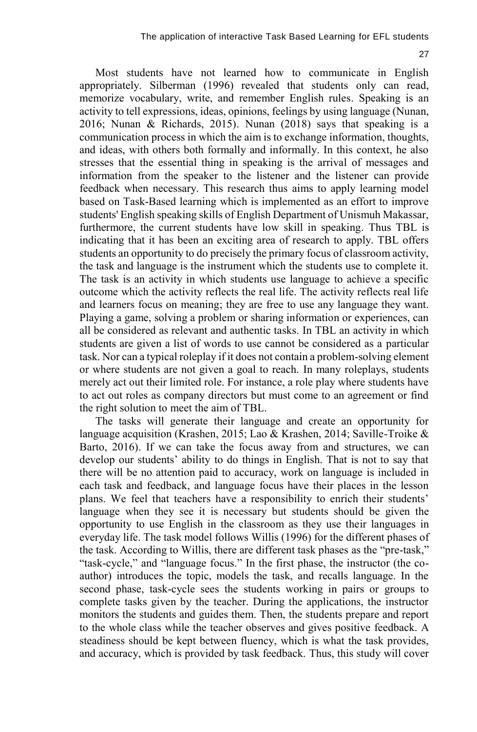Most students have not learned how to communicate in English appropriately. Silberman (1996) revealed that students only can read, memorize vocabulary, write, and remember English rules. Speaking is an activity to tell expressions, ideas, opinions, feelings by using language (Nunan, 2016; Nunan & Richards, 2015). Nunan (2018) says that speaking is a communication process in which the aim is to exchange information, thoughts, and ideas, with others both formally and informally. In this context, he also stresses that the essential thing in speaking is the arrival of messages and information from the speaker to the listener and the listener can provide feedback when necessary. This research thus aims to apply learning model based on Task-Based learning which is implemented as an effort to improve students' English speaking skills of English Department of Unismuh Makassar, furthermore, the current students have low skill in speaking. Thus TBL is indicating that it has been an exciting area of research to apply. TBL offers students an opportunity to do precisely the primary focus of classroom activity, the task and language is the instrument which the students use to complete it. The task is an activity in which students use language to achieve a specific outcome which the activity reflects the real life. The activity reflects real life and learners focus on meaning; they are free to use any language they want. Playing a game, solving a problem or sharing information or experiences, can all be considered as relevant and authentic tasks. In TBL an activity in which students are given a list of words to use cannot be considered as a particular task. Nor can a typical roleplay if it does not contain a problem-solving element or where students are not given a goal to reach. In many roleplays, students merely act out their limited role. For instance, a role play where students have to act out roles as company directors but must come to an agreement or find the right solution to meet the aim of TBL.

The tasks will generate their language and create an opportunity for language acquisition (Krashen, 2015; Lao & Krashen, 2014; Saville-Troike & Barto, 2016). If we can take the focus away from and structures, we can develop our students' ability to do things in English. That is not to say that there will be no attention paid to accuracy, work on language is included in each task and feedback, and language focus have their places in the lesson plans. We feel that teachers have a responsibility to enrich their students' language when they see it is necessary but students should be given the opportunity to use English in the classroom as they use their languages in everyday life. The task model follows Willis (1996) for the different phases of the task. According to Willis, there are different task phases as the "pre-task," "task-cycle," and "language focus." In the first phase, the instructor (the co-author) introduces the topic, models the task, and recalls language. In the second phase, task-cycle sees the students working in pairs or groups to complete tasks given by the teacher. During the applications, the instructor monitors the students and guides them. Then, the students prepare and report to the whole class while the teacher observes and gives positive feedback. A steadiness should be kept between fluency, which is what the task provides, and accuracy, which is provided by task feedback. Thus, this study will cover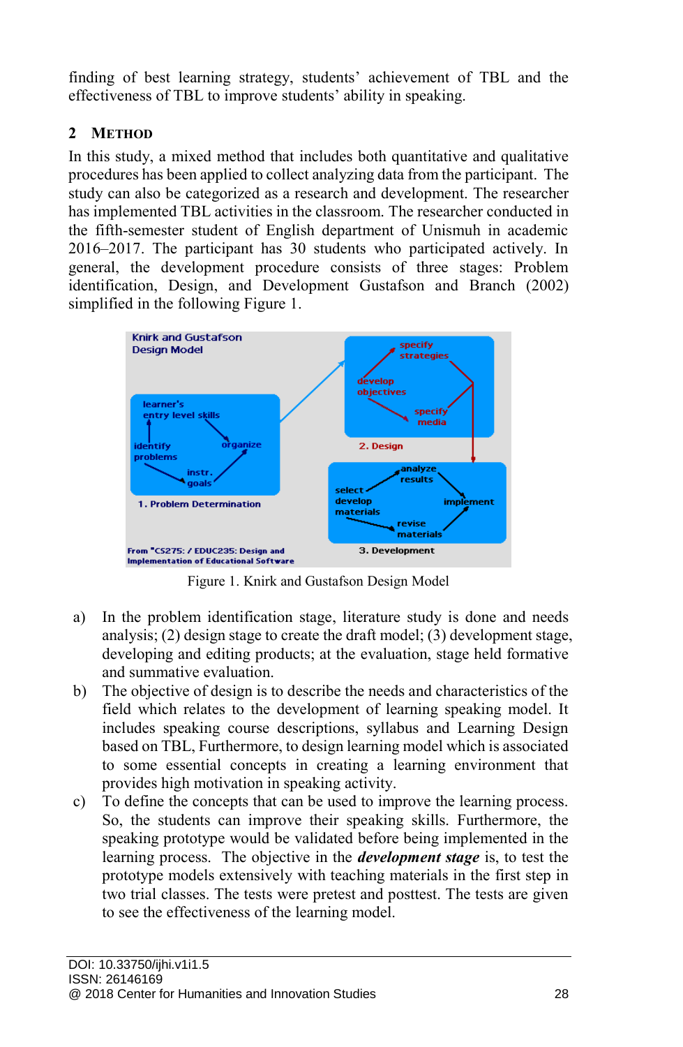finding of best learning strategy, students' achievement of TBL and the effectiveness of TBL to improve students' ability in speaking.

## 2 METHOD

In this study, a mixed method that includes both quantitative and qualitative procedures has been applied to collect analyzing data from the participant. The study can also be categorized as a research and development. The researcher has implemented TBL activities in the classroom. The researcher conducted in the fifth-semester student of English department of Unismuh in academic 2016–2017. The participant has 30 students who participated actively. In general, the development procedure consists of three stages: Problem identification, Design, and Development Gustafson and Branch (2002) simplified in the following Figure 1.

Figure 1. Knirk and Gustafson Design Model

a) In the problem identification stage, literature study is done and needs analysis; (2) design stage to create the draft model; (3) development stage, developing and editing products; at the evaluation, stage held formative and summative evaluation.

b) The objective of design is to describe the needs and characteristics of the field which relates to the development of learning speaking model. It includes speaking course descriptions, syllabus and Learning Design based on TBL, Furthermore, to design learning model which is associated to some essential concepts in creating a learning environment that provides high motivation in speaking activity.

c) To define the concepts that can be used to improve the learning process. So, the students can improve their speaking skills. Furthermore, the speaking prototype would be validated before being implemented in the learning process. The objective in the ***development stage*** is, to test the prototype models extensively with teaching materials in the first step in two trial classes. The tests were pretest and posttest. The tests are given to see the effectiveness of the learning model.

DOI: 10.33750/ijhi.v1i1.5
ISSN: 26146169
@ 2018 Center for Humanities and Innovation Studies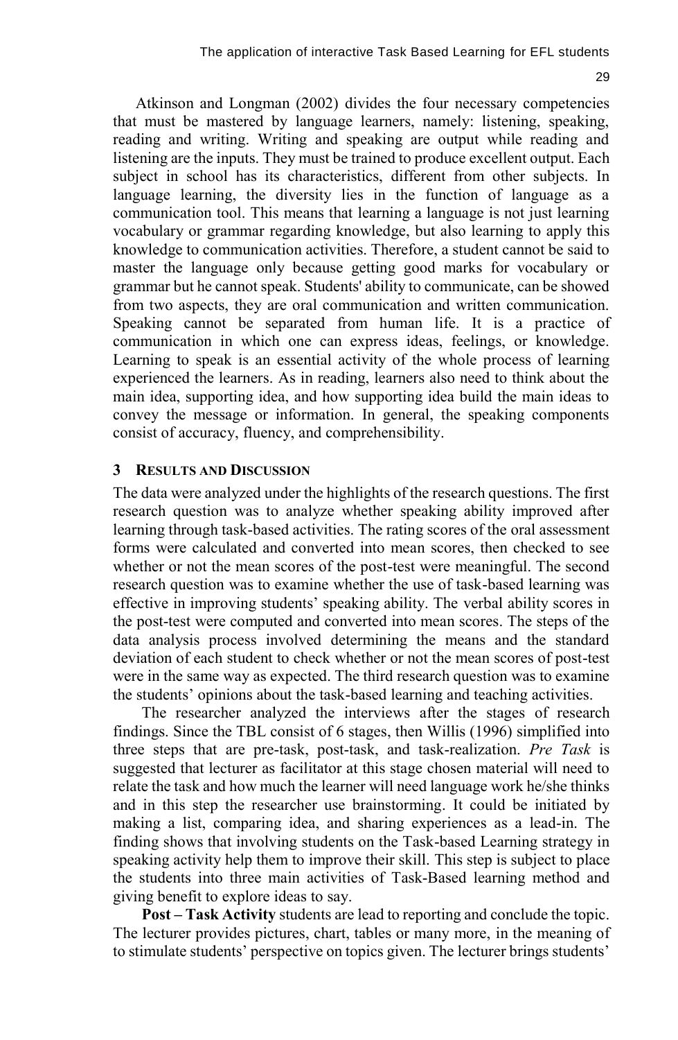Atkinson and Longman (2002) divides the four necessary competencies that must be mastered by language learners, namely: listening, speaking, reading and writing. Writing and speaking are output while reading and listening are the inputs. They must be trained to produce excellent output. Each subject in school has its characteristics, different from other subjects. In language learning, the diversity lies in the function of language as a communication tool. This means that learning a language is not just learning vocabulary or grammar regarding knowledge, but also learning to apply this knowledge to communication activities. Therefore, a student cannot be said to master the language only because getting good marks for vocabulary or grammar but he cannot speak. Students' ability to communicate, can be showed from two aspects, they are oral communication and written communication. Speaking cannot be separated from human life. It is a practice of communication in which one can express ideas, feelings, or knowledge. Learning to speak is an essential activity of the whole process of learning experienced the learners. As in reading, learners also need to think about the main idea, supporting idea, and how supporting idea build the main ideas to convey the message or information. In general, the speaking components consist of accuracy, fluency, and comprehensibility.

## 3 Results and Discussion

The data were analyzed under the highlights of the research questions. The first research question was to analyze whether speaking ability improved after learning through task-based activities. The rating scores of the oral assessment forms were calculated and converted into mean scores, then checked to see whether or not the mean scores of the post-test were meaningful. The second research question was to examine whether the use of task-based learning was effective in improving students' speaking ability. The verbal ability scores in the post-test were computed and converted into mean scores. The steps of the data analysis process involved determining the means and the standard deviation of each student to check whether or not the mean scores of post-test were in the same way as expected. The third research question was to examine the students' opinions about the task-based learning and teaching activities.

The researcher analyzed the interviews after the stages of research findings. Since the TBL consist of 6 stages, then Willis (1996) simplified into three steps that are pre-task, post-task, and task-realization. *Pre Task* is suggested that lecturer as facilitator at this stage chosen material will need to relate the task and how much the learner will need language work he/she thinks and in this step the researcher use brainstorming. It could be initiated by making a list, comparing idea, and sharing experiences as a lead-in. The finding shows that involving students on the Task-based Learning strategy in speaking activity help them to improve their skill. This step is subject to place the students into three main activities of Task-Based learning method and giving benefit to explore ideas to say.

**Post – Task Activity** students are lead to reporting and conclude the topic. The lecturer provides pictures, chart, tables or many more, in the meaning of to stimulate students' perspective on topics given. The lecturer brings students'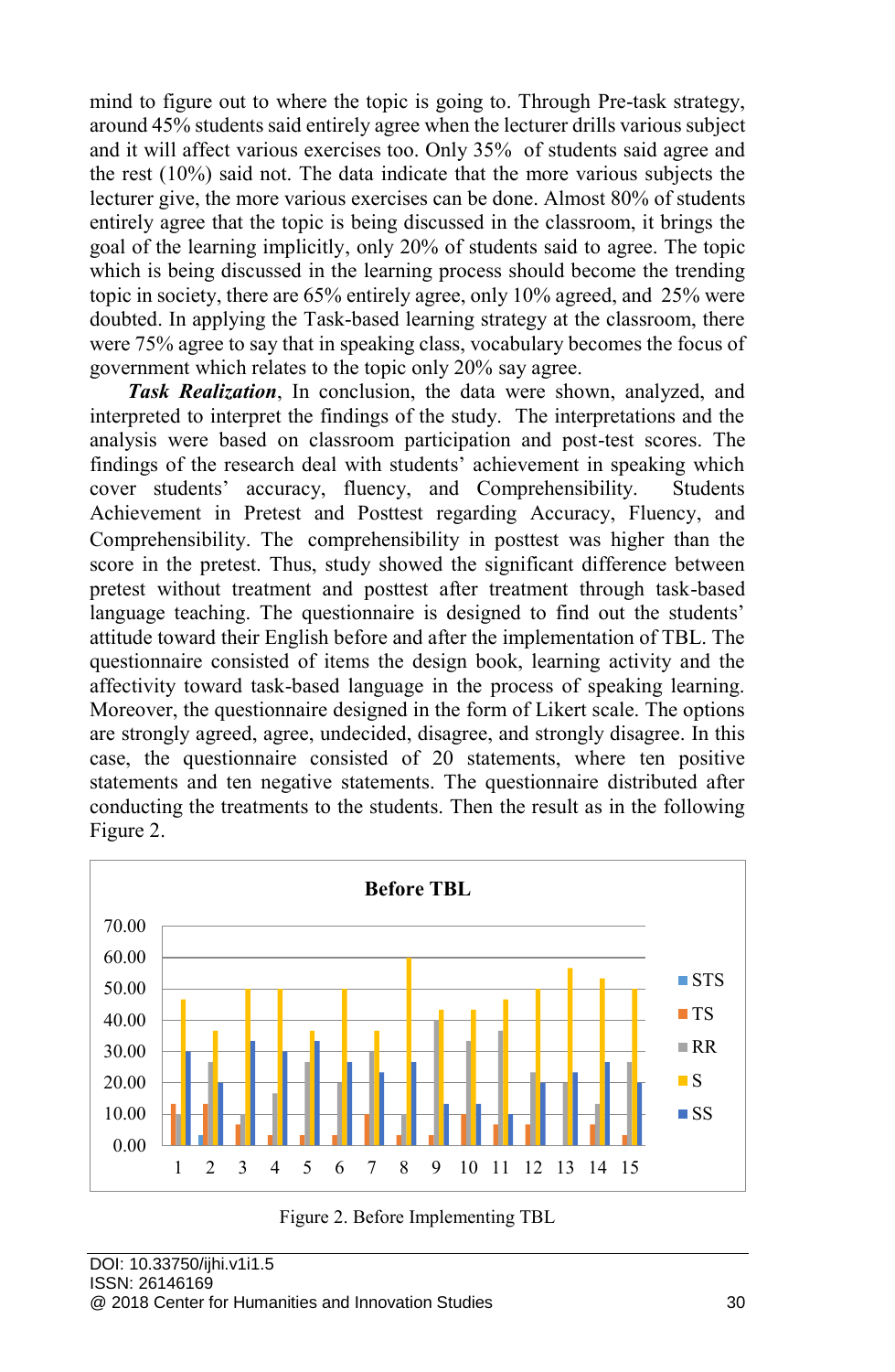mind to figure out to where the topic is going to. Through Pre-task strategy, around 45% students said entirely agree when the lecturer drills various subject and it will affect various exercises too. Only 35% of students said agree and the rest (10%) said not. The data indicate that the more various subjects the lecturer give, the more various exercises can be done. Almost 80% of students entirely agree that the topic is being discussed in the classroom, it brings the goal of the learning implicitly, only 20% of students said to agree. The topic which is being discussed in the learning process should become the trending topic in society, there are 65% entirely agree, only 10% agreed, and 25% were doubted. In applying the Task-based learning strategy at the classroom, there were 75% agree to say that in speaking class, vocabulary becomes the focus of government which relates to the topic only 20% say agree.

***Task Realization***, In conclusion, the data were shown, analyzed, and interpreted to interpret the findings of the study. The interpretations and the analysis were based on classroom participation and post-test scores. The findings of the research deal with students' achievement in speaking which cover students' accuracy, fluency, and Comprehensibility. Students Achievement in Pretest and Posttest regarding Accuracy, Fluency, and Comprehensibility. The comprehensibility in posttest was higher than the score in the pretest. Thus, study showed the significant difference between pretest without treatment and posttest after treatment through task-based language teaching. The questionnaire is designed to find out the students' attitude toward their English before and after the implementation of TBL. The questionnaire consisted of items the design book, learning activity and the affectivity toward task-based language in the process of speaking learning. Moreover, the questionnaire designed in the form of Likert scale. The options are strongly agreed, agree, undecided, disagree, and strongly disagree. In this case, the questionnaire consisted of 20 statements, where ten positive statements and ten negative statements. The questionnaire distributed after conducting the treatments to the students. Then the result as in the following Figure 2.

Figure 2. Before Implementing TBL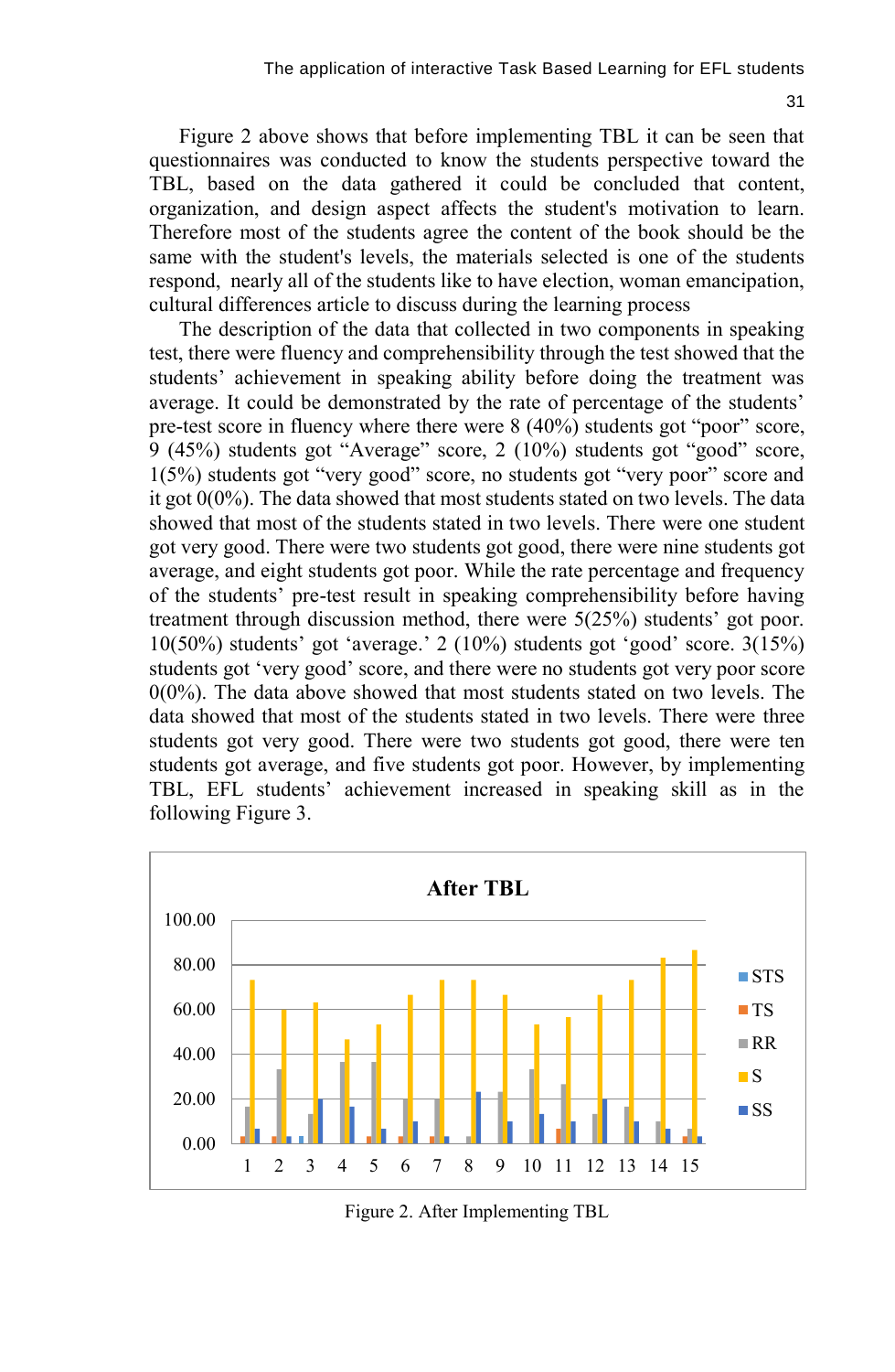Figure 2 above shows that before implementing TBL it can be seen that questionnaires was conducted to know the students perspective toward the TBL, based on the data gathered it could be concluded that content, organization, and design aspect affects the student's motivation to learn. Therefore most of the students agree the content of the book should be the same with the student's levels, the materials selected is one of the students respond, nearly all of the students like to have election, woman emancipation, cultural differences article to discuss during the learning process

The description of the data that collected in two components in speaking test, there were fluency and comprehensibility through the test showed that the students' achievement in speaking ability before doing the treatment was average. It could be demonstrated by the rate of percentage of the students' pre-test score in fluency where there were 8 (40%) students got "poor" score, 9 (45%) students got "Average" score, 2 (10%) students got "good" score, 1(5%) students got "very good" score, no students got "very poor" score and it got 0(0%). The data showed that most students stated on two levels. The data showed that most of the students stated in two levels. There were one student got very good. There were two students got good, there were nine students got average, and eight students got poor. While the rate percentage and frequency of the students' pre-test result in speaking comprehensibility before having treatment through discussion method, there were 5(25%) students' got poor. 10(50%) students' got 'average.' 2 (10%) students got 'good' score. 3(15%) students got 'very good' score, and there were no students got very poor score 0(0%). The data above showed that most students stated on two levels. The data showed that most of the students stated in two levels. There were three students got very good. There were two students got good, there were ten students got average, and five students got poor. However, by implementing TBL, EFL students' achievement increased in speaking skill as in the following Figure 3.

Figure 2. After Implementing TBL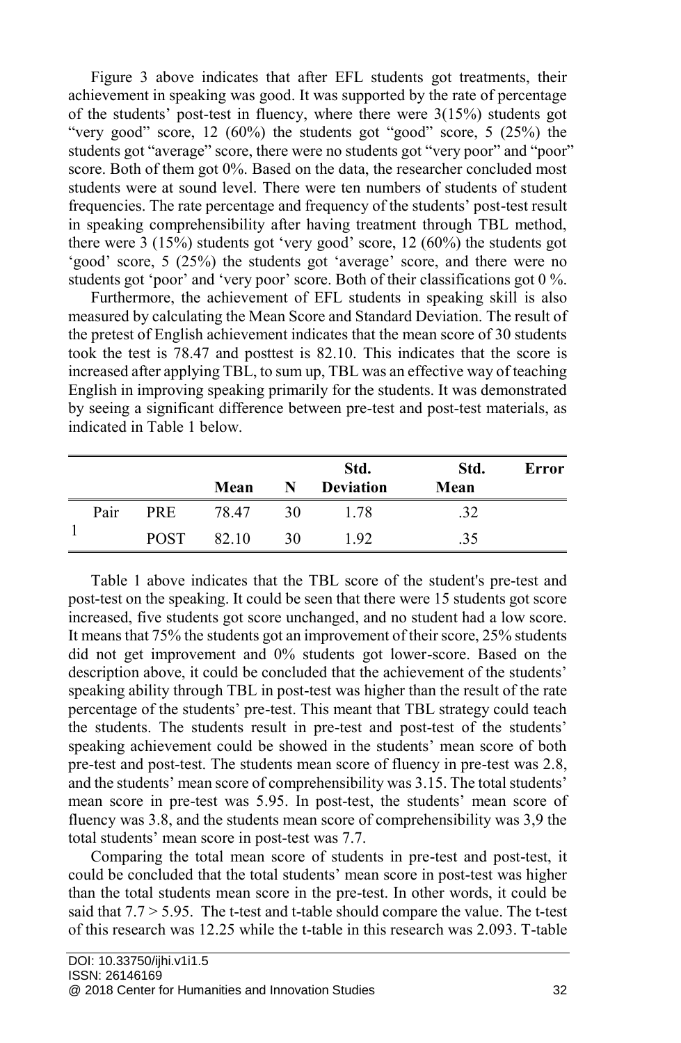Figure 3 above indicates that after EFL students got treatments, their achievement in speaking was good. It was supported by the rate of percentage of the students' post-test in fluency, where there were 3(15%) students got "very good" score, 12 (60%) the students got "good" score, 5 (25%) the students got "average" score, there were no students got "very poor" and "poor" score. Both of them got 0%. Based on the data, the researcher concluded most students were at sound level. There were ten numbers of students of student frequencies. The rate percentage and frequency of the students' post-test result in speaking comprehensibility after having treatment through TBL method, there were 3 (15%) students got 'very good' score, 12 (60%) the students got 'good' score, 5 (25%) the students got 'average' score, and there were no students got 'poor' and 'very poor' score. Both of their classifications got 0 %.

Furthermore, the achievement of EFL students in speaking skill is also measured by calculating the Mean Score and Standard Deviation. The result of the pretest of English achievement indicates that the mean score of 30 students took the test is 78.47 and posttest is 82.10. This indicates that the score is increased after applying TBL, to sum up, TBL was an effective way of teaching English in improving speaking primarily for the students. It was demonstrated by seeing a significant difference between pre-test and post-test materials, as indicated in Table 1 below.

| | | | Mean | N | Std. Deviation | Std. Mean | Error |
|---|---|---|---|---|---|---|---|
| 1 | Pair | PRE | 78.47 | 30 | 1.78 | .32 | |
| | | POST | 82.10 | 30 | 1.92 | .35 | |

Table 1 above indicates that the TBL score of the student's pre-test and post-test on the speaking. It could be seen that there were 15 students got score increased, five students got score unchanged, and no student had a low score. It means that 75% the students got an improvement of their score, 25% students did not get improvement and 0% students got lower-score. Based on the description above, it could be concluded that the achievement of the students' speaking ability through TBL in post-test was higher than the result of the rate percentage of the students' pre-test. This meant that TBL strategy could teach the students. The students result in pre-test and post-test of the students' speaking achievement could be showed in the students' mean score of both pre-test and post-test. The students mean score of fluency in pre-test was 2.8, and the students' mean score of comprehensibility was 3.15. The total students' mean score in pre-test was 5.95. In post-test, the students' mean score of fluency was 3.8, and the students mean score of comprehensibility was 3,9 the total students' mean score in post-test was 7.7.

Comparing the total mean score of students in pre-test and post-test, it could be concluded that the total students' mean score in post-test was higher than the total students mean score in the pre-test. In other words, it could be said that $7.7 > 5.95$. The t-test and t-table should compare the value. The t-test of this research was 12.25 while the t-table in this research was 2.093. T-table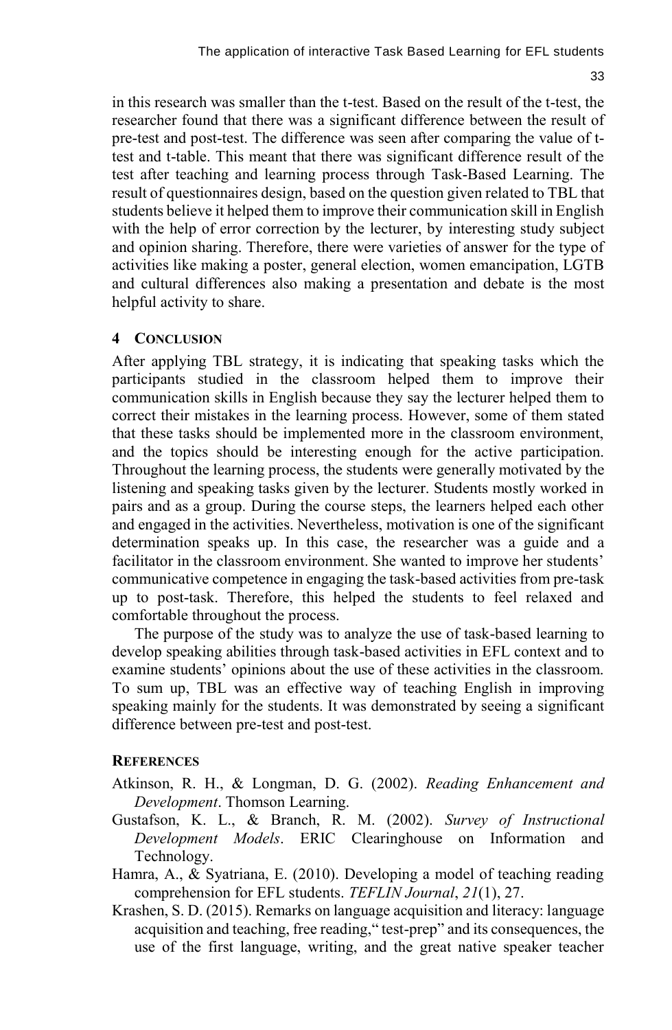in this research was smaller than the t-test. Based on the result of the t-test, the researcher found that there was a significant difference between the result of pre-test and post-test. The difference was seen after comparing the value of t-test and t-table. This meant that there was significant difference result of the test after teaching and learning process through Task-Based Learning. The result of questionnaires design, based on the question given related to TBL that students believe it helped them to improve their communication skill in English with the help of error correction by the lecturer, by interesting study subject and opinion sharing. Therefore, there were varieties of answer for the type of activities like making a poster, general election, women emancipation, LGTB and cultural differences also making a presentation and debate is the most helpful activity to share.

## 4 Conclusion

After applying TBL strategy, it is indicating that speaking tasks which the participants studied in the classroom helped them to improve their communication skills in English because they say the lecturer helped them to correct their mistakes in the learning process. However, some of them stated that these tasks should be implemented more in the classroom environment, and the topics should be interesting enough for the active participation. Throughout the learning process, the students were generally motivated by the listening and speaking tasks given by the lecturer. Students mostly worked in pairs and as a group. During the course steps, the learners helped each other and engaged in the activities. Nevertheless, motivation is one of the significant determination speaks up. In this case, the researcher was a guide and a facilitator in the classroom environment. She wanted to improve her students' communicative competence in engaging the task-based activities from pre-task up to post-task. Therefore, this helped the students to feel relaxed and comfortable throughout the process.

The purpose of the study was to analyze the use of task-based learning to develop speaking abilities through task-based activities in EFL context and to examine students' opinions about the use of these activities in the classroom. To sum up, TBL was an effective way of teaching English in improving speaking mainly for the students. It was demonstrated by seeing a significant difference between pre-test and post-test.

## References

Atkinson, R. H., & Longman, D. G. (2002). *Reading Enhancement and Development*. Thomson Learning.

Gustafson, K. L., & Branch, R. M. (2002). *Survey of Instructional Development Models*. ERIC Clearinghouse on Information and Technology.

Hamra, A., & Syatriana, E. (2010). Developing a model of teaching reading comprehension for EFL students. *TEFLIN Journal*, *21*(1), 27.

Krashen, S. D. (2015). Remarks on language acquisition and literacy: language acquisition and teaching, free reading," test-prep" and its consequences, the use of the first language, writing, and the great native speaker teacher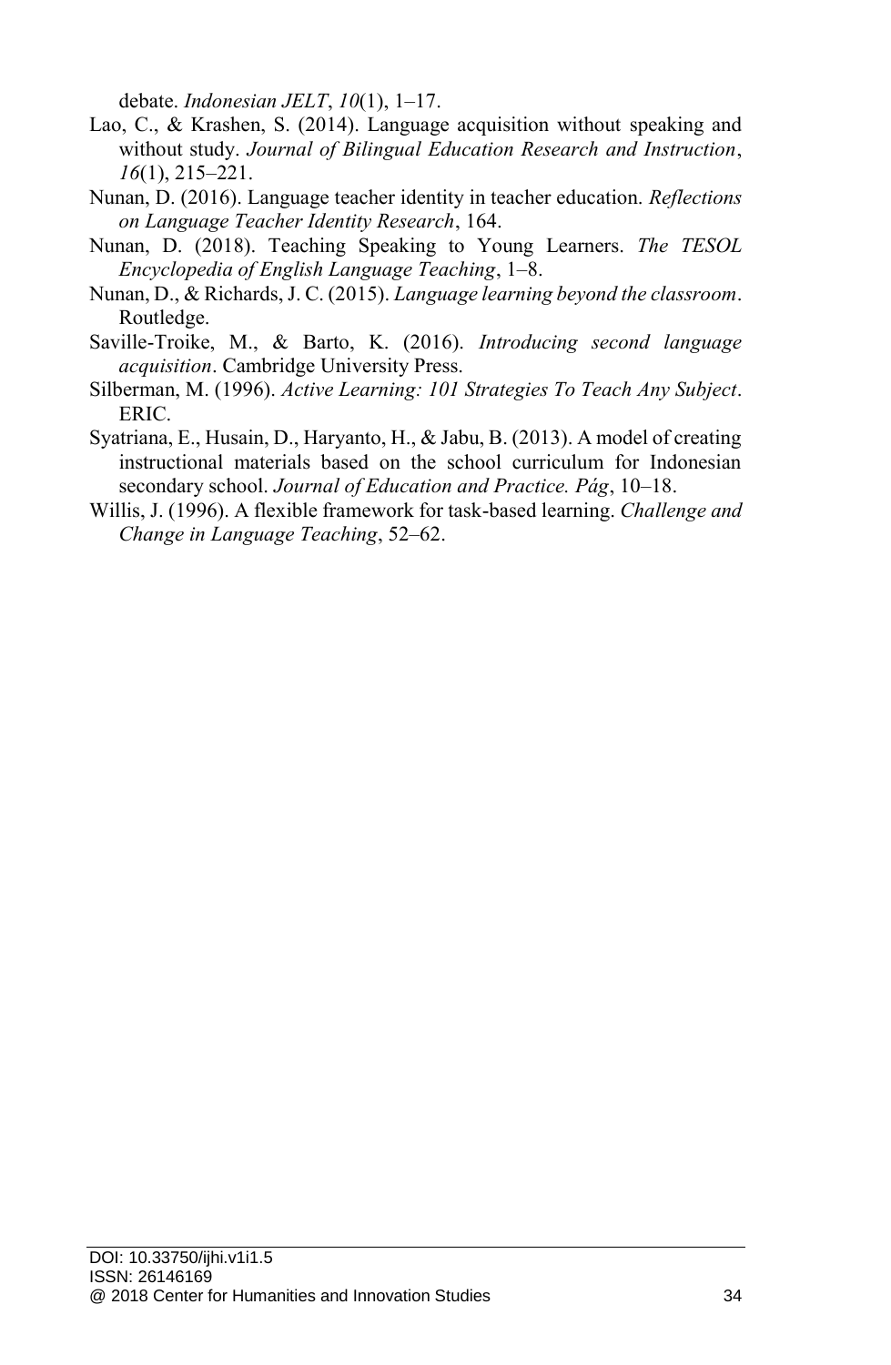debate. *Indonesian JELT*, *10*(1), 1–17.

Lao, C., & Krashen, S. (2014). Language acquisition without speaking and without study. *Journal of Bilingual Education Research and Instruction*, *16*(1), 215–221.

Nunan, D. (2016). Language teacher identity in teacher education. *Reflections on Language Teacher Identity Research*, 164.

Nunan, D. (2018). Teaching Speaking to Young Learners. *The TESOL Encyclopedia of English Language Teaching*, 1–8.

Nunan, D., & Richards, J. C. (2015). *Language learning beyond the classroom*. Routledge.

Saville-Troike, M., & Barto, K. (2016). *Introducing second language acquisition*. Cambridge University Press.

Silberman, M. (1996). *Active Learning: 101 Strategies To Teach Any Subject*. ERIC.

Syatriana, E., Husain, D., Haryanto, H., & Jabu, B. (2013). A model of creating instructional materials based on the school curriculum for Indonesian secondary school. *Journal of Education and Practice. Pág*, 10–18.

Willis, J. (1996). A flexible framework for task-based learning. *Challenge and Change in Language Teaching*, 52–62.